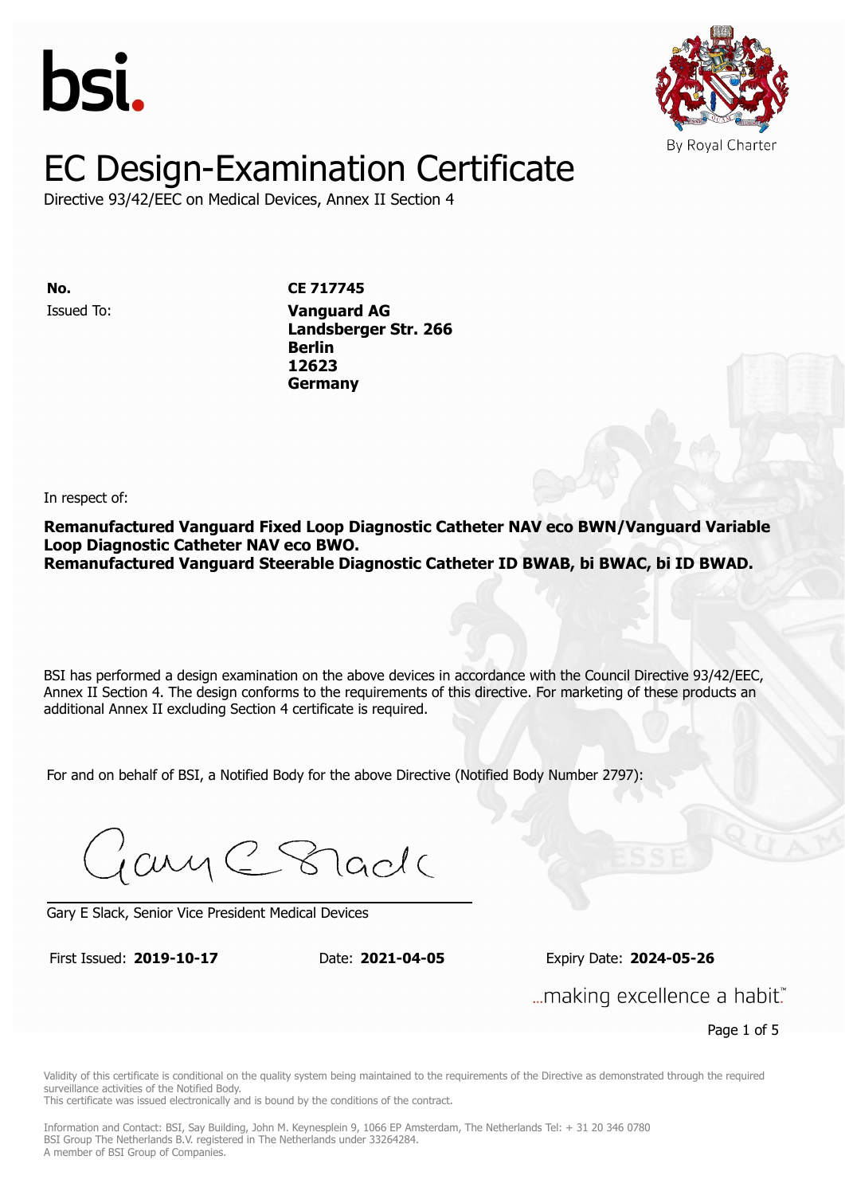bsi.

By Royal Charter

# EC Design-Examination Certificate

Directive 93/42/EEC on Medical Devices, Annex II Section 4

**No.** **CE 717745**

Issued To: **Vanguard AG**
**Landsberger Str. 266**
**Berlin**
**12623**
**Germany**

In respect of:

**Remanufactured Vanguard Fixed Loop Diagnostic Catheter NAV eco BWN/Vanguard Variable Loop Diagnostic Catheter NAV eco BWO.**
**Remanufactured Vanguard Steerable Diagnostic Catheter ID BWAB, bi BWAC, bi ID BWAD.**

BSI has performed a design examination on the above devices in accordance with the Council Directive 93/42/EEC, Annex II Section 4. The design conforms to the requirements of this directive. For marketing of these products an additional Annex II excluding Section 4 certificate is required.

For and on behalf of BSI, a Notified Body for the above Directive (Notified Body Number 2797):

Gary E Slack, Senior Vice President Medical Devices

First Issued: **2019-10-17** Date: **2021-04-05** Expiry Date: **2024-05-26**

...making excellence a habit.™

Validity of this certificate is conditional on the quality system being maintained to the requirements of the Directive as demonstrated through the required surveillance activities of the Notified Body.
This certificate was issued electronically and is bound by the conditions of the contract.

Information and Contact: BSI, Say Building, John M. Keynesplein 9, 1066 EP Amsterdam, The Netherlands Tel: + 31 20 346 0780
BSI Group The Netherlands B.V. registered in The Netherlands under 33264284.
A member of BSI Group of Companies.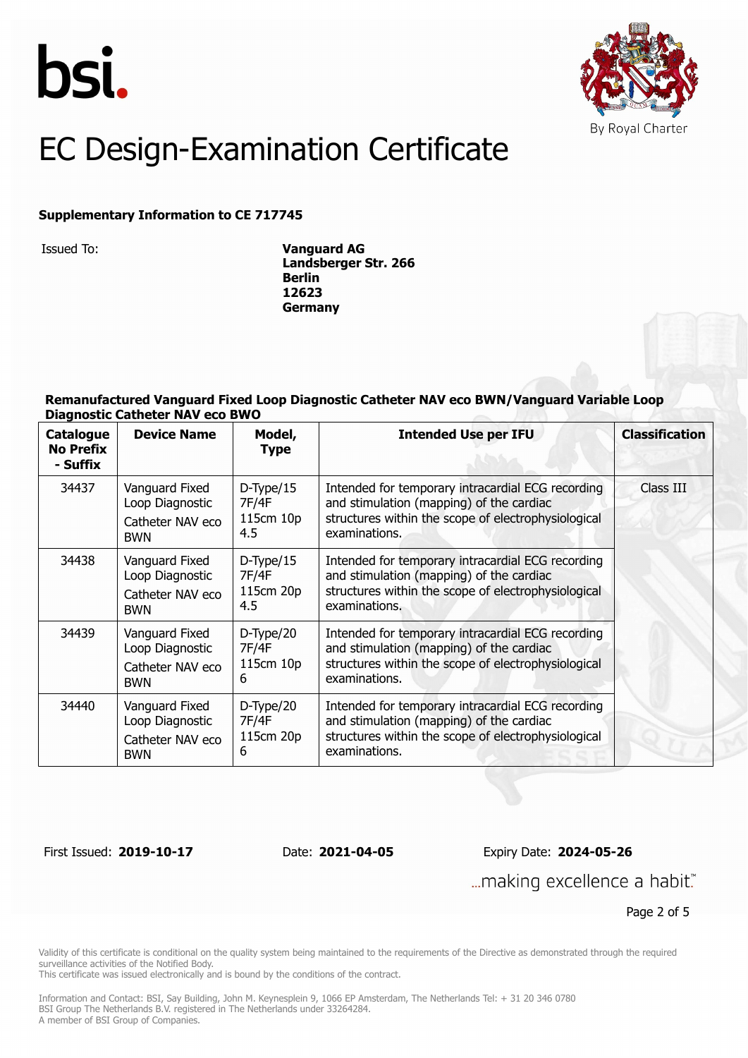bsi.

By Royal Charter

# EC Design-Examination Certificate

**Supplementary Information to CE 717745**

Issued To: **Vanguard AG**
**Landsberger Str. 266**
**Berlin**
**12623**
**Germany**

**Remanufactured Vanguard Fixed Loop Diagnostic Catheter NAV eco BWN/Vanguard Variable Loop Diagnostic Catheter NAV eco BWO**

| Catalogue No Prefix - Suffix | Device Name | Model, Type | Intended Use per IFU | Classification |
|---|---|---|---|---|
| 34437 | Vanguard Fixed Loop Diagnostic Catheter NAV eco BWN | D-Type/15 7F/4F 115cm 10p 4.5 | Intended for temporary intracardial ECG recording and stimulation (mapping) of the cardiac structures within the scope of electrophysiological examinations. | Class III |
| 34438 | Vanguard Fixed Loop Diagnostic Catheter NAV eco BWN | D-Type/15 7F/4F 115cm 20p 4.5 | Intended for temporary intracardial ECG recording and stimulation (mapping) of the cardiac structures within the scope of electrophysiological examinations. | |
| 34439 | Vanguard Fixed Loop Diagnostic Catheter NAV eco BWN | D-Type/20 7F/4F 115cm 10p 6 | Intended for temporary intracardial ECG recording and stimulation (mapping) of the cardiac structures within the scope of electrophysiological examinations. | |
| 34440 | Vanguard Fixed Loop Diagnostic Catheter NAV eco BWN | D-Type/20 7F/4F 115cm 20p 6 | Intended for temporary intracardial ECG recording and stimulation (mapping) of the cardiac structures within the scope of electrophysiological examinations. | |

First Issued: **2019-10-17** Date: **2021-04-05** Expiry Date: **2024-05-26**

...making excellence a habit.™

Validity of this certificate is conditional on the quality system being maintained to the requirements of the Directive as demonstrated through the required surveillance activities of the Notified Body.
This certificate was issued electronically and is bound by the conditions of the contract.

Information and Contact: BSI, Say Building, John M. Keynesplein 9, 1066 EP Amsterdam, The Netherlands Tel: + 31 20 346 0780
BSI Group The Netherlands B.V. registered in The Netherlands under 33264284.
A member of BSI Group of Companies.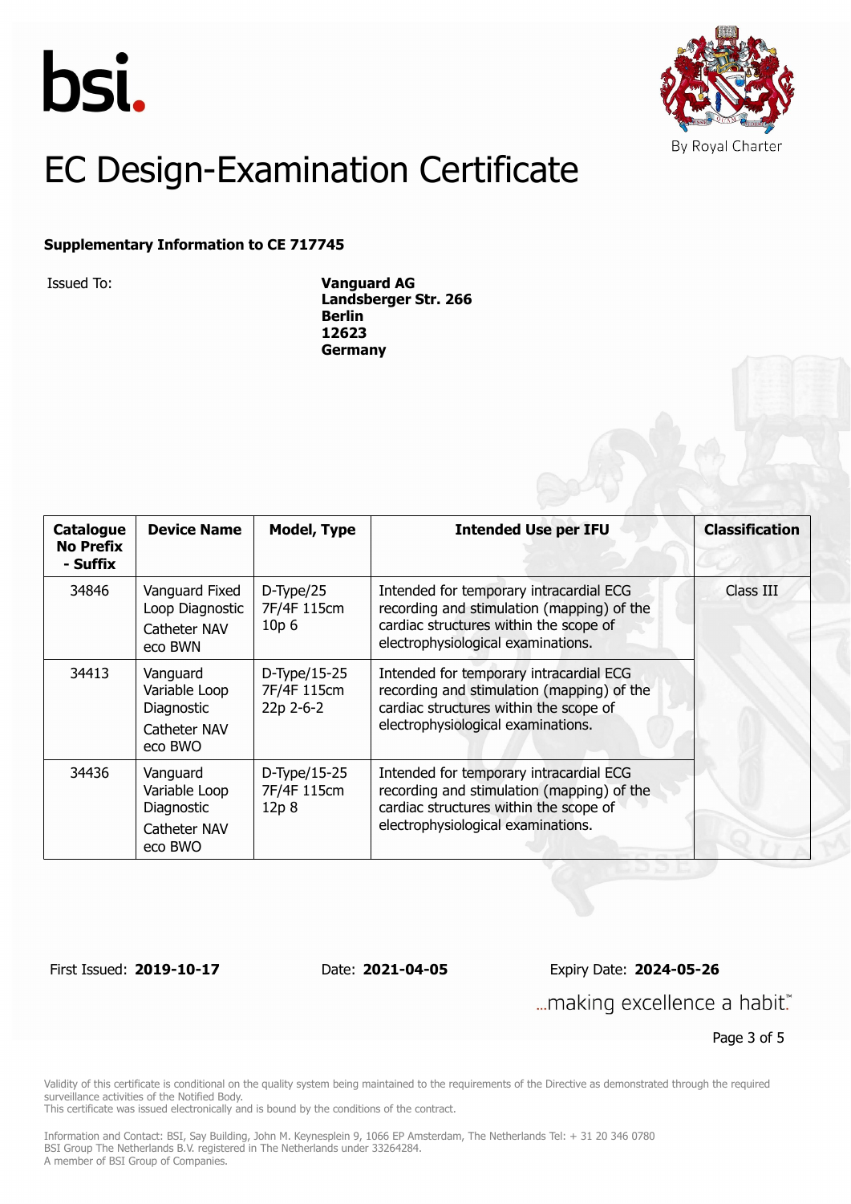bsi.

By Royal Charter

# EC Design-Examination Certificate

**Supplementary Information to CE 717745**

Issued To: **Vanguard AG**
**Landsberger Str. 266**
**Berlin**
**12623**
**Germany**

| Catalogue No Prefix - Suffix | Device Name | Model, Type | Intended Use per IFU | Classification |
|---|---|---|---|---|
| 34846 | Vanguard Fixed Loop Diagnostic Catheter NAV eco BWN | D-Type/25 7F/4F 115cm 10p 6 | Intended for temporary intracardial ECG recording and stimulation (mapping) of the cardiac structures within the scope of electrophysiological examinations. | Class III |
| 34413 | Vanguard Variable Loop Diagnostic Catheter NAV eco BWO | D-Type/15-25 7F/4F 115cm 22p 2-6-2 | Intended for temporary intracardial ECG recording and stimulation (mapping) of the cardiac structures within the scope of electrophysiological examinations. | |
| 34436 | Vanguard Variable Loop Diagnostic Catheter NAV eco BWO | D-Type/15-25 7F/4F 115cm 12p 8 | Intended for temporary intracardial ECG recording and stimulation (mapping) of the cardiac structures within the scope of electrophysiological examinations. | |

First Issued: **2019-10-17** Date: **2021-04-05** Expiry Date: **2024-05-26**

...making excellence a habit.™

Validity of this certificate is conditional on the quality system being maintained to the requirements of the Directive as demonstrated through the required surveillance activities of the Notified Body.
This certificate was issued electronically and is bound by the conditions of the contract.

Information and Contact: BSI, Say Building, John M. Keynesplein 9, 1066 EP Amsterdam, The Netherlands Tel: + 31 20 346 0780
BSI Group The Netherlands B.V. registered in The Netherlands under 33264284.
A member of BSI Group of Companies.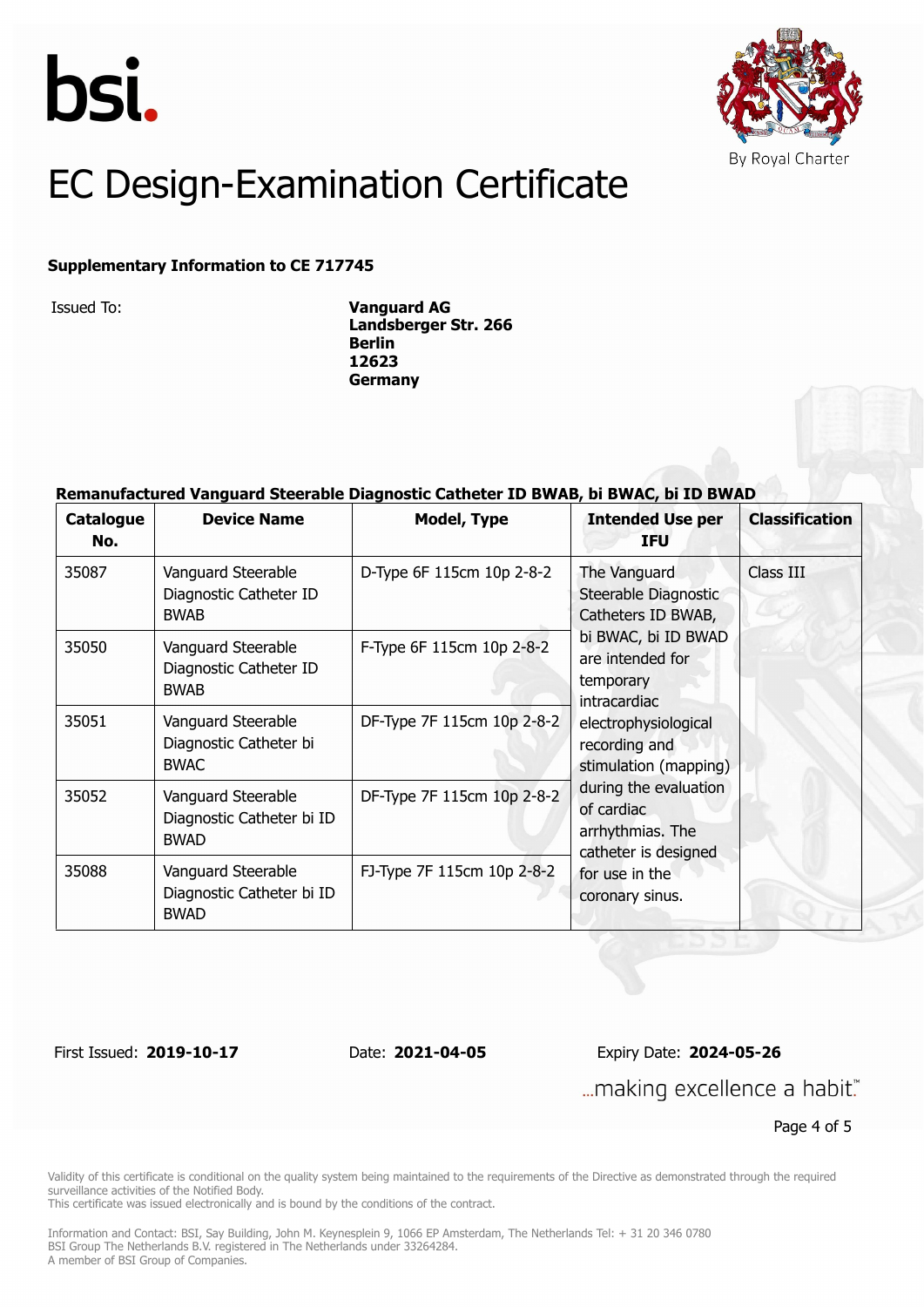bsi.

By Royal Charter

# EC Design-Examination Certificate

**Supplementary Information to CE 717745**

Issued To: **Vanguard AG**
**Landsberger Str. 266**
**Berlin**
**12623**
**Germany**

**Remanufactured Vanguard Steerable Diagnostic Catheter ID BWAB, bi BWAC, bi ID BWAD**

| Catalogue No. | Device Name | Model, Type | Intended Use per IFU | Classification |
|---|---|---|---|---|
| 35087 | Vanguard Steerable Diagnostic Catheter ID BWAB | D-Type 6F 115cm 10p 2-8-2 | The Vanguard Steerable Diagnostic Catheters ID BWAB, bi BWAC, bi ID BWAD are intended for temporary intracardiac electrophysiological recording and stimulation (mapping) during the evaluation of cardiac arrhythmias. The catheter is designed for use in the coronary sinus. | Class III |
| 35050 | Vanguard Steerable Diagnostic Catheter ID BWAB | F-Type 6F 115cm 10p 2-8-2 | | |
| 35051 | Vanguard Steerable Diagnostic Catheter bi BWAC | DF-Type 7F 115cm 10p 2-8-2 | | |
| 35052 | Vanguard Steerable Diagnostic Catheter bi ID BWAD | DF-Type 7F 115cm 10p 2-8-2 | | |
| 35088 | Vanguard Steerable Diagnostic Catheter bi ID BWAD | FJ-Type 7F 115cm 10p 2-8-2 | | |

First Issued: **2019-10-17** Date: **2021-04-05** Expiry Date: **2024-05-26**

...making excellence a habit.™

Validity of this certificate is conditional on the quality system being maintained to the requirements of the Directive as demonstrated through the required surveillance activities of the Notified Body.
This certificate was issued electronically and is bound by the conditions of the contract.

Information and Contact: BSI, Say Building, John M. Keynesplein 9, 1066 EP Amsterdam, The Netherlands Tel: + 31 20 346 0780
BSI Group The Netherlands B.V. registered in The Netherlands under 33264284.
A member of BSI Group of Companies.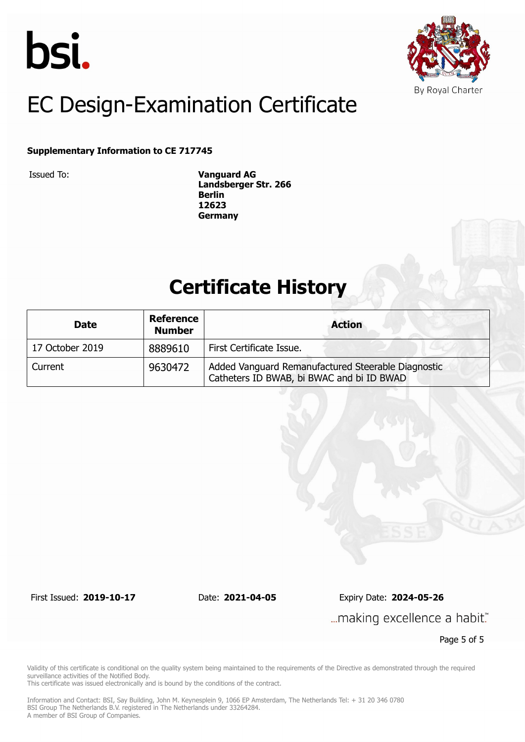# EC Design-Examination Certificate

**Supplementary Information to CE 717745**

Issued To: **Vanguard AG**
**Landsberger Str. 266**
**Berlin**
**12623**
**Germany**

## Certificate History

| Date | Reference Number | Action |
| --- | --- | --- |
| 17 October 2019 | 8889610 | First Certificate Issue. |
| Current | 9630472 | Added Vanguard Remanufactured Steerable Diagnostic Catheters ID BWAB, bi BWAC and bi ID BWAD |

First Issued: **2019-10-17** Date: **2021-04-05** Expiry Date: **2024-05-26**

...making excellence a habit.™

Validity of this certificate is conditional on the quality system being maintained to the requirements of the Directive as demonstrated through the required surveillance activities of the Notified Body.
This certificate was issued electronically and is bound by the conditions of the contract.

Information and Contact: BSI, Say Building, John M. Keynesplein 9, 1066 EP Amsterdam, The Netherlands Tel: + 31 20 346 0780
BSI Group The Netherlands B.V. registered in The Netherlands under 33264284.
A member of BSI Group of Companies.